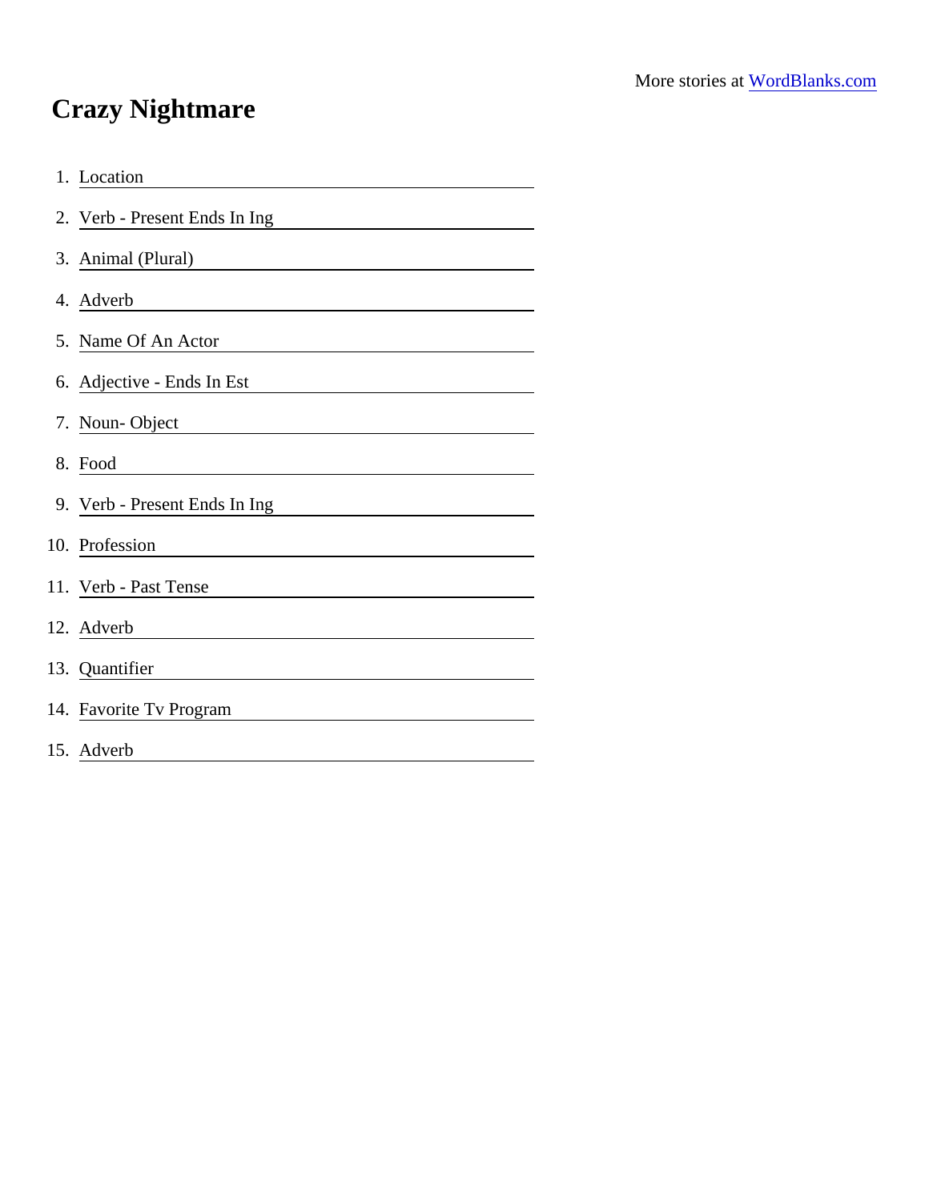More stories at [WordBlanks.com](https://www.wordblanks.com)

# Crazy Nightmare

1. Location \_\_\_\_\_\_\_\_\_\_\_\_\_\_\_\_
2. Verb - Present Ends In Ing \_\_\_\_\_\_\_\_\_\_\_\_\_\_\_\_
3. Animal (Plural) \_\_\_\_\_\_\_\_\_\_\_\_\_\_\_\_
4. Adverb \_\_\_\_\_\_\_\_\_\_\_\_\_\_\_\_
5. Name Of An Actor \_\_\_\_\_\_\_\_\_\_\_\_\_\_\_\_
6. Adjective - Ends In Est \_\_\_\_\_\_\_\_\_\_\_\_\_\_\_\_
7. Noun- Object \_\_\_\_\_\_\_\_\_\_\_\_\_\_\_\_
8. Food \_\_\_\_\_\_\_\_\_\_\_\_\_\_\_\_
9. Verb - Present Ends In Ing \_\_\_\_\_\_\_\_\_\_\_\_\_\_\_\_
10. Profession \_\_\_\_\_\_\_\_\_\_\_\_\_\_\_\_
11. Verb - Past Tense \_\_\_\_\_\_\_\_\_\_\_\_\_\_\_\_
12. Adverb \_\_\_\_\_\_\_\_\_\_\_\_\_\_\_\_
13. Quantifier \_\_\_\_\_\_\_\_\_\_\_\_\_\_\_\_
14. Favorite Tv Program \_\_\_\_\_\_\_\_\_\_\_\_\_\_\_\_
15. Adverb \_\_\_\_\_\_\_\_\_\_\_\_\_\_\_\_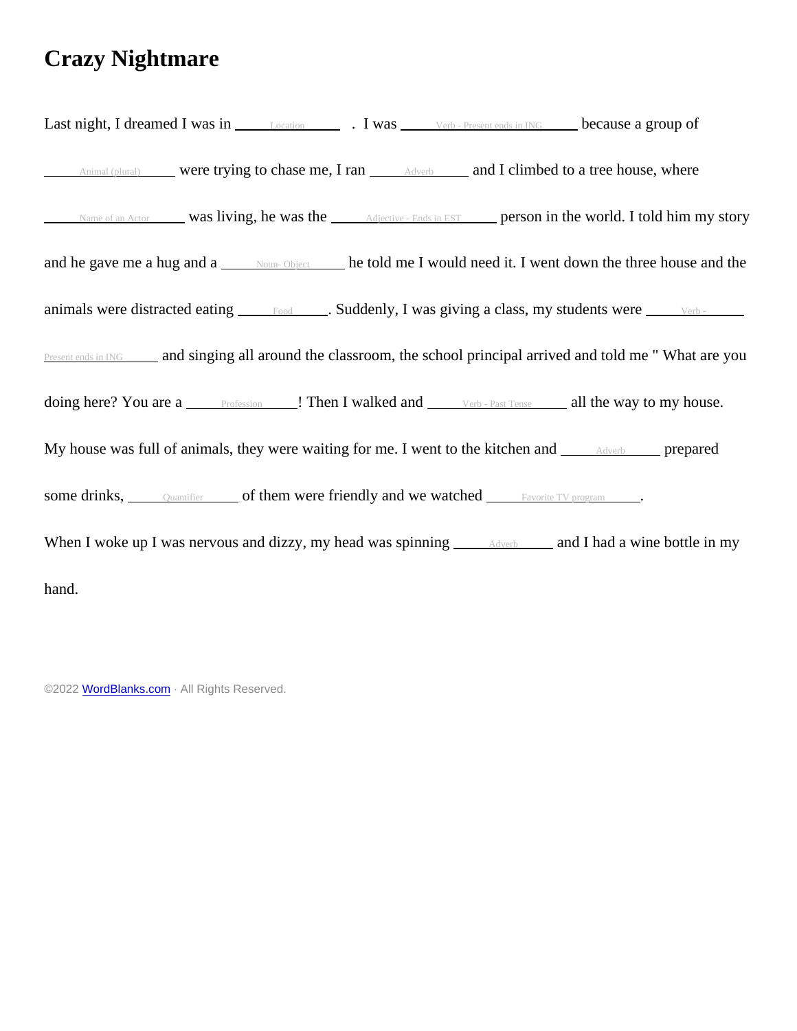# Crazy Nightmare

Last night, I dreamed I was in ______Location______ . I was ______Verb - Present ends in ING______ because a group of ______Animal (plural)______ were trying to chase me, I ran ______Adverb______ and I climbed to a tree house, where ______Name of an Actor______ was living, he was the ______Adjective - Ends in EST______ person in the world. I told him my story and he gave me a hug and a ______Noun- Object______ he told me I would need it. I went down the three house and the animals were distracted eating ______Food______. Suddenly, I was giving a class, my students were ______Verb - Present ends in ING______ and singing all around the classroom, the school principal arrived and told me " What are you doing here? You are a ______Profession______! Then I walked and ______Verb - Past Tense______ all the way to my house. My house was full of animals, they were waiting for me. I went to the kitchen and ______Adverb______ prepared some drinks, ______Quantifier______ of them were friendly and we watched ______Favorite TV program______.

When I woke up I was nervous and dizzy, my head was spinning ______Adverb______ and I had a wine bottle in my hand.

©2022 WordBlanks.com · All Rights Reserved.